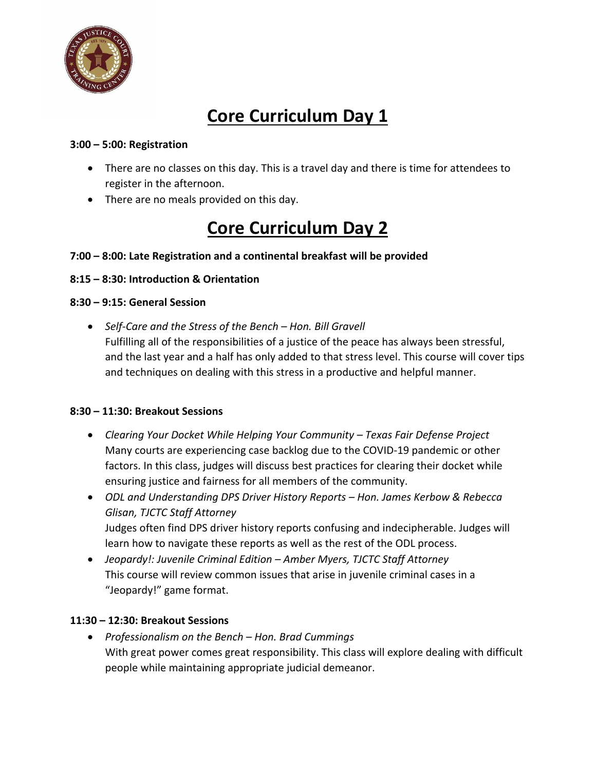# Core Curriculum Day 1

**3:00 – 5:00: Registration**

- There are no classes on this day. This is a travel day and there is time for attendees to register in the afternoon.
- There are no meals provided on this day.

# Core Curriculum Day 2

**7:00 – 8:00: Late Registration and a continental breakfast will be provided**

**8:15 – 8:30: Introduction & Orientation**

**8:30 – 9:15: General Session**

- *Self-Care and the Stress of the Bench – Hon. Bill Gravell*
  Fulfilling all of the responsibilities of a justice of the peace has always been stressful, and the last year and a half has only added to that stress level. This course will cover tips and techniques on dealing with this stress in a productive and helpful manner.

**8:30 – 11:30: Breakout Sessions**

- *Clearing Your Docket While Helping Your Community – Texas Fair Defense Project*
  Many courts are experiencing case backlog due to the COVID-19 pandemic or other factors. In this class, judges will discuss best practices for clearing their docket while ensuring justice and fairness for all members of the community.
- *ODL and Understanding DPS Driver History Reports – Hon. James Kerbow & Rebecca Glisan, TJCTC Staff Attorney*
  Judges often find DPS driver history reports confusing and indecipherable. Judges will learn how to navigate these reports as well as the rest of the ODL process.
- *Jeopardy!: Juvenile Criminal Edition – Amber Myers, TJCTC Staff Attorney*
  This course will review common issues that arise in juvenile criminal cases in a "Jeopardy!" game format.

**11:30 – 12:30: Breakout Sessions**

- *Professionalism on the Bench – Hon. Brad Cummings*
  With great power comes great responsibility. This class will explore dealing with difficult people while maintaining appropriate judicial demeanor.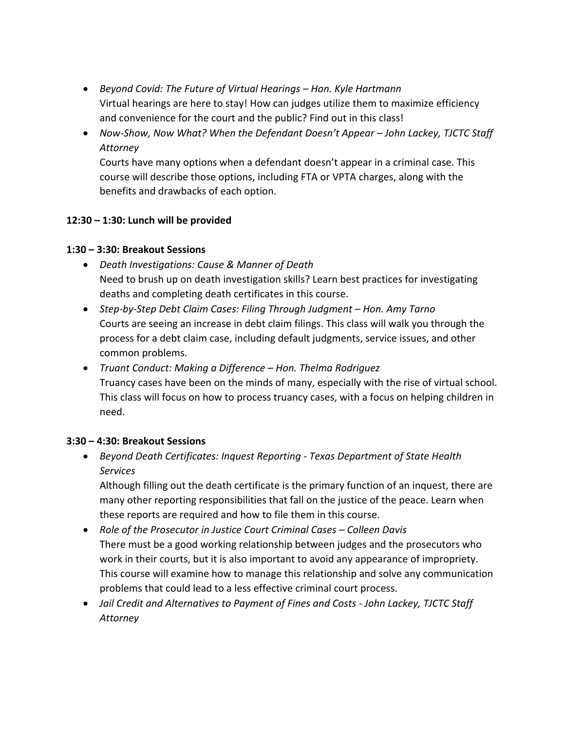- *Beyond Covid: The Future of Virtual Hearings – Hon. Kyle Hartmann*
  Virtual hearings are here to stay! How can judges utilize them to maximize efficiency and convenience for the court and the public? Find out in this class!
- *Now-Show, Now What? When the Defendant Doesn't Appear – John Lackey, TJCTC Staff Attorney*
  Courts have many options when a defendant doesn't appear in a criminal case. This course will describe those options, including FTA or VPTA charges, along with the benefits and drawbacks of each option.

**12:30 – 1:30: Lunch will be provided**

**1:30 – 3:30: Breakout Sessions**

- *Death Investigations: Cause & Manner of Death*
  Need to brush up on death investigation skills? Learn best practices for investigating deaths and completing death certificates in this course.
- *Step-by-Step Debt Claim Cases: Filing Through Judgment – Hon. Amy Tarno*
  Courts are seeing an increase in debt claim filings. This class will walk you through the process for a debt claim case, including default judgments, service issues, and other common problems.
- *Truant Conduct: Making a Difference – Hon. Thelma Rodriguez*
  Truancy cases have been on the minds of many, especially with the rise of virtual school. This class will focus on how to process truancy cases, with a focus on helping children in need.

**3:30 – 4:30: Breakout Sessions**

- *Beyond Death Certificates: Inquest Reporting - Texas Department of State Health Services*
  Although filling out the death certificate is the primary function of an inquest, there are many other reporting responsibilities that fall on the justice of the peace. Learn when these reports are required and how to file them in this course.
- *Role of the Prosecutor in Justice Court Criminal Cases – Colleen Davis*
  There must be a good working relationship between judges and the prosecutors who work in their courts, but it is also important to avoid any appearance of impropriety. This course will examine how to manage this relationship and solve any communication problems that could lead to a less effective criminal court process.
- *Jail Credit and Alternatives to Payment of Fines and Costs - John Lackey, TJCTC Staff Attorney*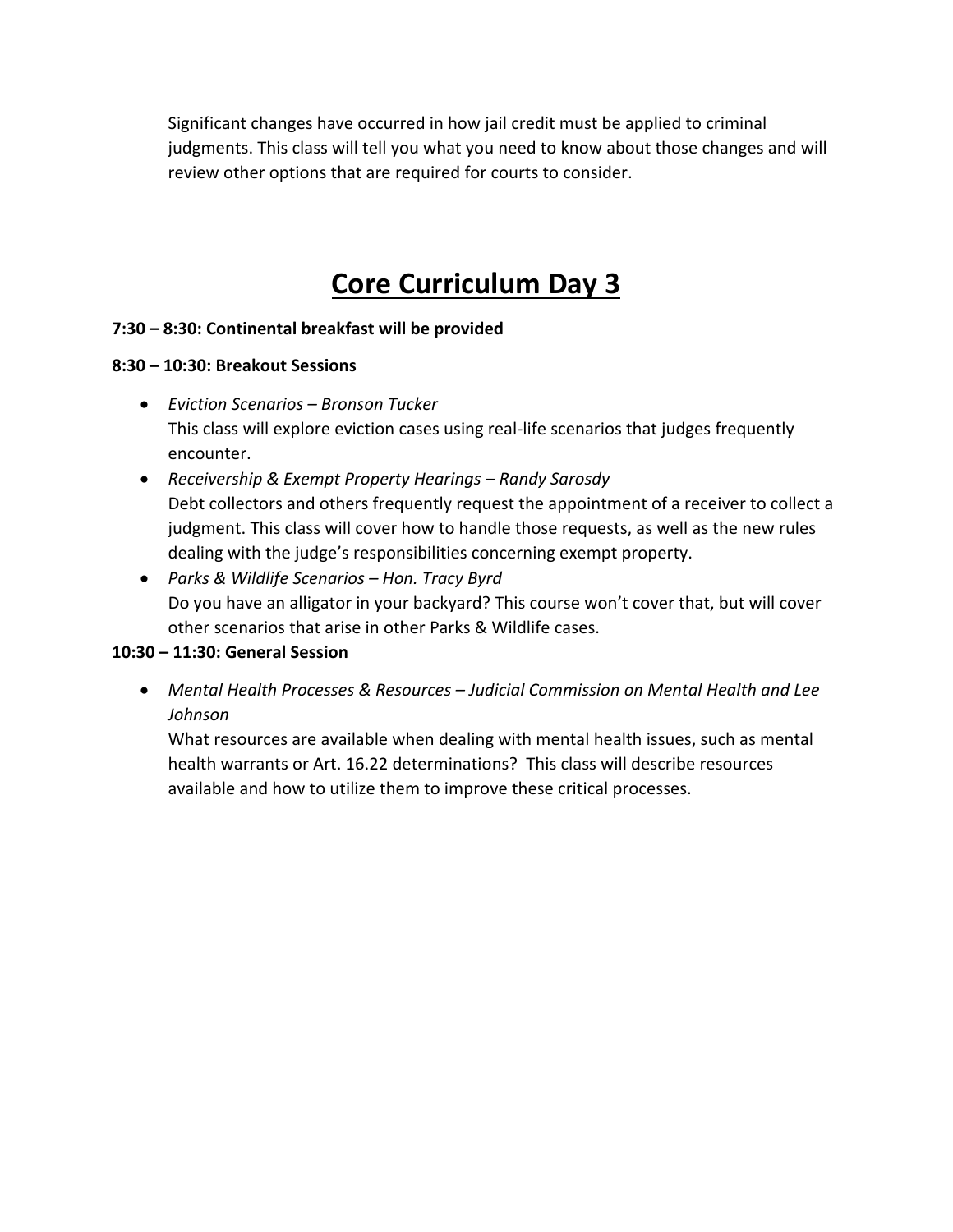Significant changes have occurred in how jail credit must be applied to criminal judgments. This class will tell you what you need to know about those changes and will review other options that are required for courts to consider.

# Core Curriculum Day 3

**7:30 – 8:30: Continental breakfast will be provided**

**8:30 – 10:30: Breakout Sessions**

- *Eviction Scenarios – Bronson Tucker*
  This class will explore eviction cases using real-life scenarios that judges frequently encounter.
- *Receivership & Exempt Property Hearings – Randy Sarosdy*
  Debt collectors and others frequently request the appointment of a receiver to collect a judgment. This class will cover how to handle those requests, as well as the new rules dealing with the judge's responsibilities concerning exempt property.
- *Parks & Wildlife Scenarios – Hon. Tracy Byrd*
  Do you have an alligator in your backyard? This course won't cover that, but will cover other scenarios that arise in other Parks & Wildlife cases.

**10:30 – 11:30: General Session**

- *Mental Health Processes & Resources – Judicial Commission on Mental Health and Lee Johnson*
  What resources are available when dealing with mental health issues, such as mental health warrants or Art. 16.22 determinations? This class will describe resources available and how to utilize them to improve these critical processes.